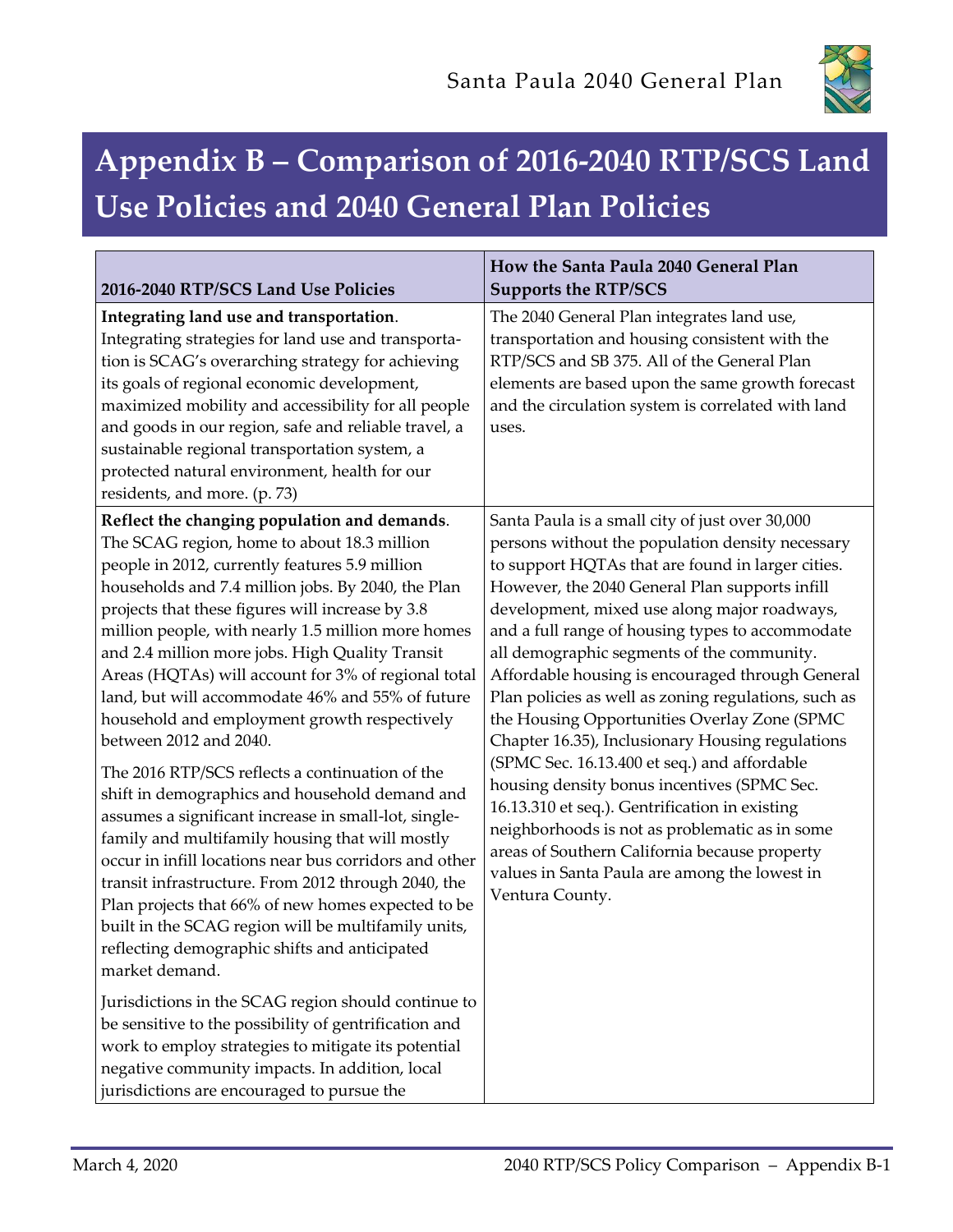# Appendix B – Comparison of 2016-2040 RTP/SCS Land Use Policies and 2040 General Plan Policies

| 2016-2040 RTP/SCS Land Use Policies | How the Santa Paula 2040 General Plan Supports the RTP/SCS |
| --- | --- |
| **Integrating land use and transportation**. Integrating strategies for land use and transportation is SCAG's overarching strategy for achieving its goals of regional economic development, maximized mobility and accessibility for all people and goods in our region, safe and reliable travel, a sustainable regional transportation system, a protected natural environment, health for our residents, and more. (p. 73) | The 2040 General Plan integrates land use, transportation and housing consistent with the RTP/SCS and SB 375. All of the General Plan elements are based upon the same growth forecast and the circulation system is correlated with land uses. |
| **Reflect the changing population and demands**. The SCAG region, home to about 18.3 million people in 2012, currently features 5.9 million households and 7.4 million jobs. By 2040, the Plan projects that these figures will increase by 3.8 million people, with nearly 1.5 million more homes and 2.4 million more jobs. High Quality Transit Areas (HQTAs) will account for 3% of regional total land, but will accommodate 46% and 55% of future household and employment growth respectively between 2012 and 2040.<br><br>The 2016 RTP/SCS reflects a continuation of the shift in demographics and household demand and assumes a significant increase in small-lot, single-family and multifamily housing that will mostly occur in infill locations near bus corridors and other transit infrastructure. From 2012 through 2040, the Plan projects that 66% of new homes expected to be built in the SCAG region will be multifamily units, reflecting demographic shifts and anticipated market demand.<br><br>Jurisdictions in the SCAG region should continue to be sensitive to the possibility of gentrification and work to employ strategies to mitigate its potential negative community impacts. In addition, local jurisdictions are encouraged to pursue the | Santa Paula is a small city of just over 30,000 persons without the population density necessary to support HQTAs that are found in larger cities. However, the 2040 General Plan supports infill development, mixed use along major roadways, and a full range of housing types to accommodate all demographic segments of the community. Affordable housing is encouraged through General Plan policies as well as zoning regulations, such as the Housing Opportunities Overlay Zone (SPMC Chapter 16.35), Inclusionary Housing regulations (SPMC Sec. 16.13.400 et seq.) and affordable housing density bonus incentives (SPMC Sec. 16.13.310 et seq.). Gentrification in existing neighborhoods is not as problematic as in some areas of Southern California because property values in Santa Paula are among the lowest in Ventura County. |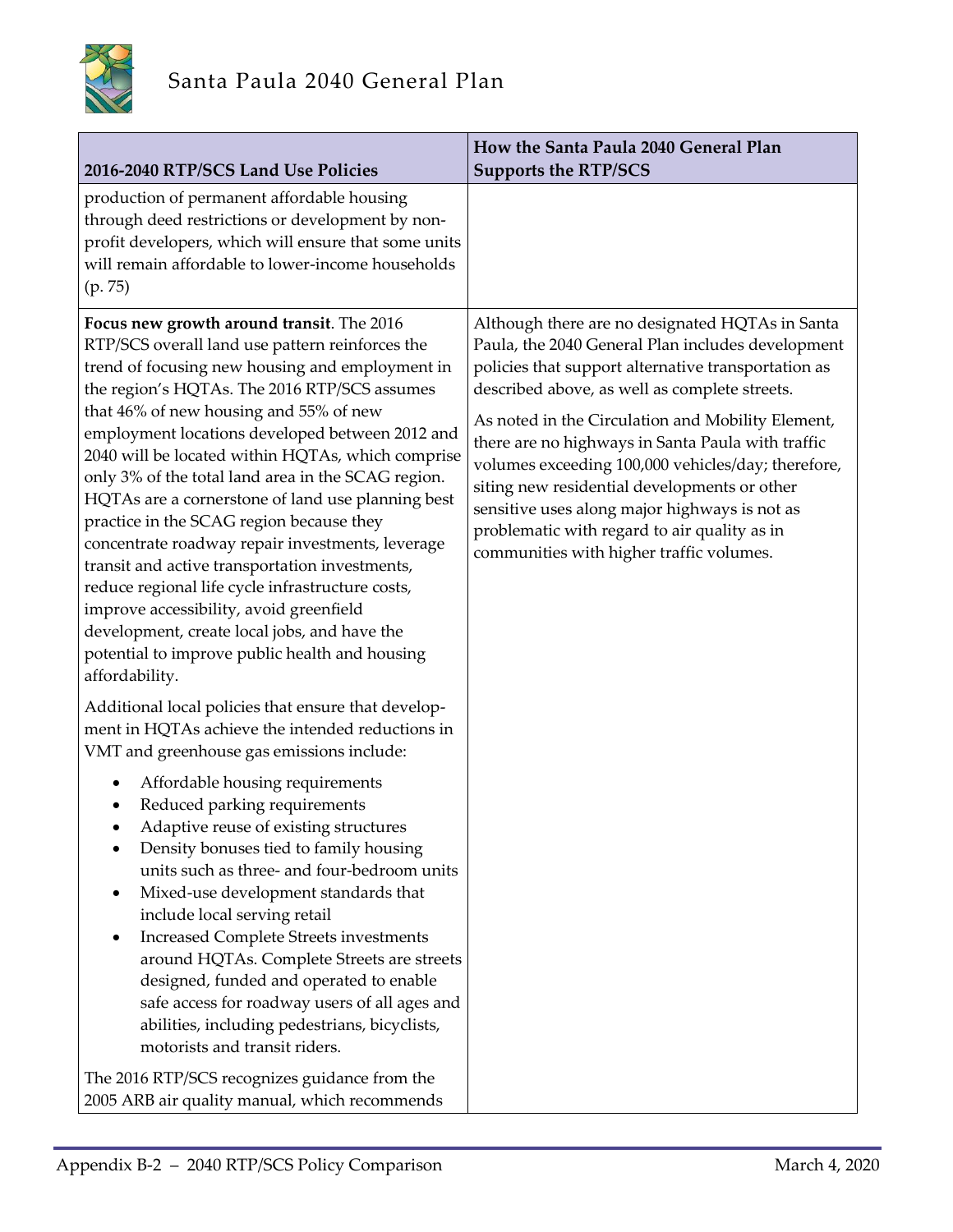| 2016-2040 RTP/SCS Land Use Policies | How the Santa Paula 2040 General Plan Supports the RTP/SCS |
|---|---|
| production of permanent affordable housing through deed restrictions or development by non-profit developers, which will ensure that some units will remain affordable to lower-income households (p. 75) | |
| **Focus new growth around transit**. The 2016 RTP/SCS overall land use pattern reinforces the trend of focusing new housing and employment in the region's HQTAs. The 2016 RTP/SCS assumes that 46% of new housing and 55% of new employment locations developed between 2012 and 2040 will be located within HQTAs, which comprise only 3% of the total land area in the SCAG region. HQTAs are a cornerstone of land use planning best practice in the SCAG region because they concentrate roadway repair investments, leverage transit and active transportation investments, reduce regional life cycle infrastructure costs, improve accessibility, avoid greenfield development, create local jobs, and have the potential to improve public health and housing affordability.<br><br>Additional local policies that ensure that development in HQTAs achieve the intended reductions in VMT and greenhouse gas emissions include:<br><br>• Affordable housing requirements<br>• Reduced parking requirements<br>• Adaptive reuse of existing structures<br>• Density bonuses tied to family housing units such as three- and four-bedroom units<br>• Mixed-use development standards that include local serving retail<br>• Increased Complete Streets investments around HQTAs. Complete Streets are streets designed, funded and operated to enable safe access for roadway users of all ages and abilities, including pedestrians, bicyclists, motorists and transit riders.<br><br>The 2016 RTP/SCS recognizes guidance from the 2005 ARB air quality manual, which recommends | Although there are no designated HQTAs in Santa Paula, the 2040 General Plan includes development policies that support alternative transportation as described above, as well as complete streets.<br><br>As noted in the Circulation and Mobility Element, there are no highways in Santa Paula with traffic volumes exceeding 100,000 vehicles/day; therefore, siting new residential developments or other sensitive uses along major highways is not as problematic with regard to air quality as in communities with higher traffic volumes. |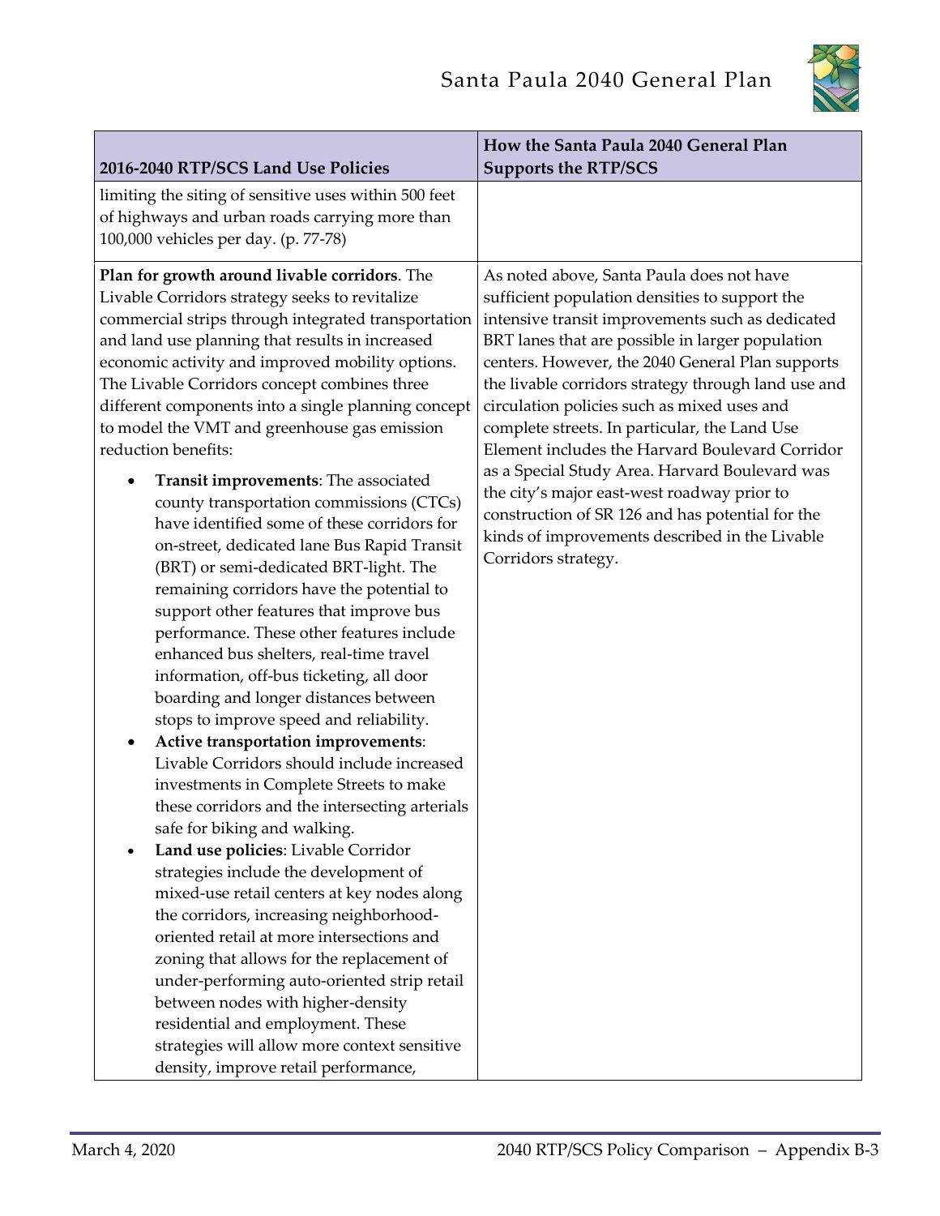| 2016-2040 RTP/SCS Land Use Policies | How the Santa Paula 2040 General Plan Supports the RTP/SCS |
|---|---|
| limiting the siting of sensitive uses within 500 feet of highways and urban roads carrying more than 100,000 vehicles per day. (p. 77-78) | |
| **Plan for growth around livable corridors**. The Livable Corridors strategy seeks to revitalize commercial strips through integrated transportation and land use planning that results in increased economic activity and improved mobility options. The Livable Corridors concept combines three different components into a single planning concept to model the VMT and greenhouse gas emission reduction benefits:<br>• **Transit improvements**: The associated county transportation commissions (CTCs) have identified some of these corridors for on-street, dedicated lane Bus Rapid Transit (BRT) or semi-dedicated BRT-light. The remaining corridors have the potential to support other features that improve bus performance. These other features include enhanced bus shelters, real-time travel information, off-bus ticketing, all door boarding and longer distances between stops to improve speed and reliability.<br>• **Active transportation improvements**: Livable Corridors should include increased investments in Complete Streets to make these corridors and the intersecting arterials safe for biking and walking.<br>• **Land use policies**: Livable Corridor strategies include the development of mixed-use retail centers at key nodes along the corridors, increasing neighborhood-oriented retail at more intersections and zoning that allows for the replacement of under-performing auto-oriented strip retail between nodes with higher-density residential and employment. These strategies will allow more context sensitive density, improve retail performance, | As noted above, Santa Paula does not have sufficient population densities to support the intensive transit improvements such as dedicated BRT lanes that are possible in larger population centers. However, the 2040 General Plan supports the livable corridors strategy through land use and circulation policies such as mixed uses and complete streets. In particular, the Land Use Element includes the Harvard Boulevard Corridor as a Special Study Area. Harvard Boulevard was the city's major east-west roadway prior to construction of SR 126 and has potential for the kinds of improvements described in the Livable Corridors strategy. |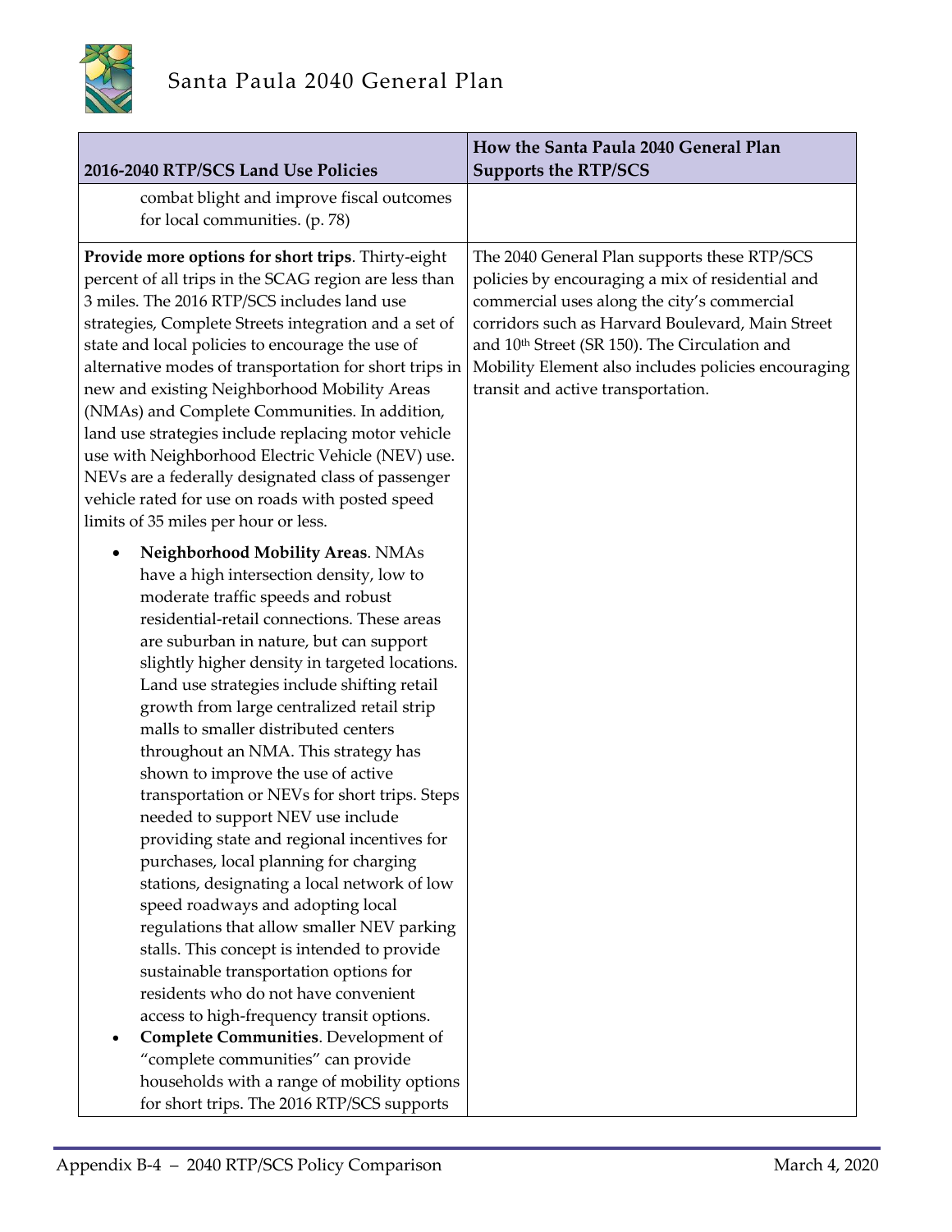| 2016-2040 RTP/SCS Land Use Policies | How the Santa Paula 2040 General Plan Supports the RTP/SCS |
|---|---|
| combat blight and improve fiscal outcomes for local communities. (p. 78) | |
| **Provide more options for short trips**. Thirty-eight percent of all trips in the SCAG region are less than 3 miles. The 2016 RTP/SCS includes land use strategies, Complete Streets integration and a set of state and local policies to encourage the use of alternative modes of transportation for short trips in new and existing Neighborhood Mobility Areas (NMAs) and Complete Communities. In addition, land use strategies include replacing motor vehicle use with Neighborhood Electric Vehicle (NEV) use. NEVs are a federally designated class of passenger vehicle rated for use on roads with posted speed limits of 35 miles per hour or less.<br><br>• **Neighborhood Mobility Areas**. NMAs have a high intersection density, low to moderate traffic speeds and robust residential-retail connections. These areas are suburban in nature, but can support slightly higher density in targeted locations. Land use strategies include shifting retail growth from large centralized retail strip malls to smaller distributed centers throughout an NMA. This strategy has shown to improve the use of active transportation or NEVs for short trips. Steps needed to support NEV use include providing state and regional incentives for purchases, local planning for charging stations, designating a local network of low speed roadways and adopting local regulations that allow smaller NEV parking stalls. This concept is intended to provide sustainable transportation options for residents who do not have convenient access to high-frequency transit options.<br>• **Complete Communities**. Development of "complete communities" can provide households with a range of mobility options for short trips. The 2016 RTP/SCS supports | The 2040 General Plan supports these RTP/SCS policies by encouraging a mix of residential and commercial uses along the city's commercial corridors such as Harvard Boulevard, Main Street and 10th Street (SR 150). The Circulation and Mobility Element also includes policies encouraging transit and active transportation. |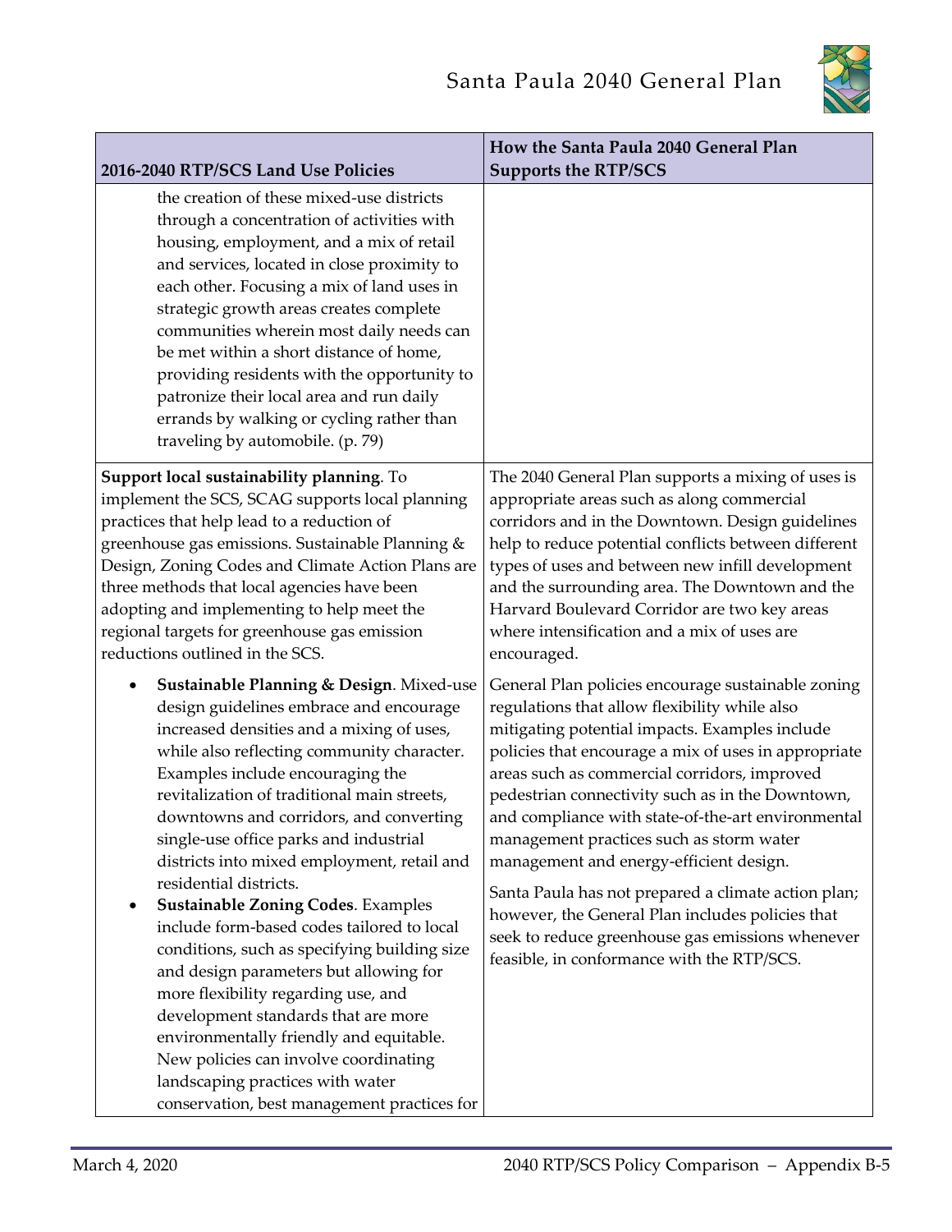| 2016-2040 RTP/SCS Land Use Policies | How the Santa Paula 2040 General Plan Supports the RTP/SCS |
|---|---|
| the creation of these mixed-use districts through a concentration of activities with housing, employment, and a mix of retail and services, located in close proximity to each other. Focusing a mix of land uses in strategic growth areas creates complete communities wherein most daily needs can be met within a short distance of home, providing residents with the opportunity to patronize their local area and run daily errands by walking or cycling rather than traveling by automobile. (p. 79) | |
| **Support local sustainability planning**. To implement the SCS, SCAG supports local planning practices that help lead to a reduction of greenhouse gas emissions. Sustainable Planning & Design, Zoning Codes and Climate Action Plans are three methods that local agencies have been adopting and implementing to help meet the regional targets for greenhouse gas emission reductions outlined in the SCS. | The 2040 General Plan supports a mixing of uses is appropriate areas such as along commercial corridors and in the Downtown. Design guidelines help to reduce potential conflicts between different types of uses and between new infill development and the surrounding area. The Downtown and the Harvard Boulevard Corridor are two key areas where intensification and a mix of uses are encouraged. |
| • **Sustainable Planning & Design**. Mixed-use design guidelines embrace and encourage increased densities and a mixing of uses, while also reflecting community character. Examples include encouraging the revitalization of traditional main streets, downtowns and corridors, and converting single-use office parks and industrial districts into mixed employment, retail and residential districts.<br>• **Sustainable Zoning Codes**. Examples include form-based codes tailored to local conditions, such as specifying building size and design parameters but allowing for more flexibility regarding use, and development standards that are more environmentally friendly and equitable. New policies can involve coordinating landscaping practices with water conservation, best management practices for | General Plan policies encourage sustainable zoning regulations that allow flexibility while also mitigating potential impacts. Examples include policies that encourage a mix of uses in appropriate areas such as commercial corridors, improved pedestrian connectivity such as in the Downtown, and compliance with state-of-the-art environmental management practices such as storm water management and energy-efficient design.<br><br>Santa Paula has not prepared a climate action plan; however, the General Plan includes policies that seek to reduce greenhouse gas emissions whenever feasible, in conformance with the RTP/SCS. |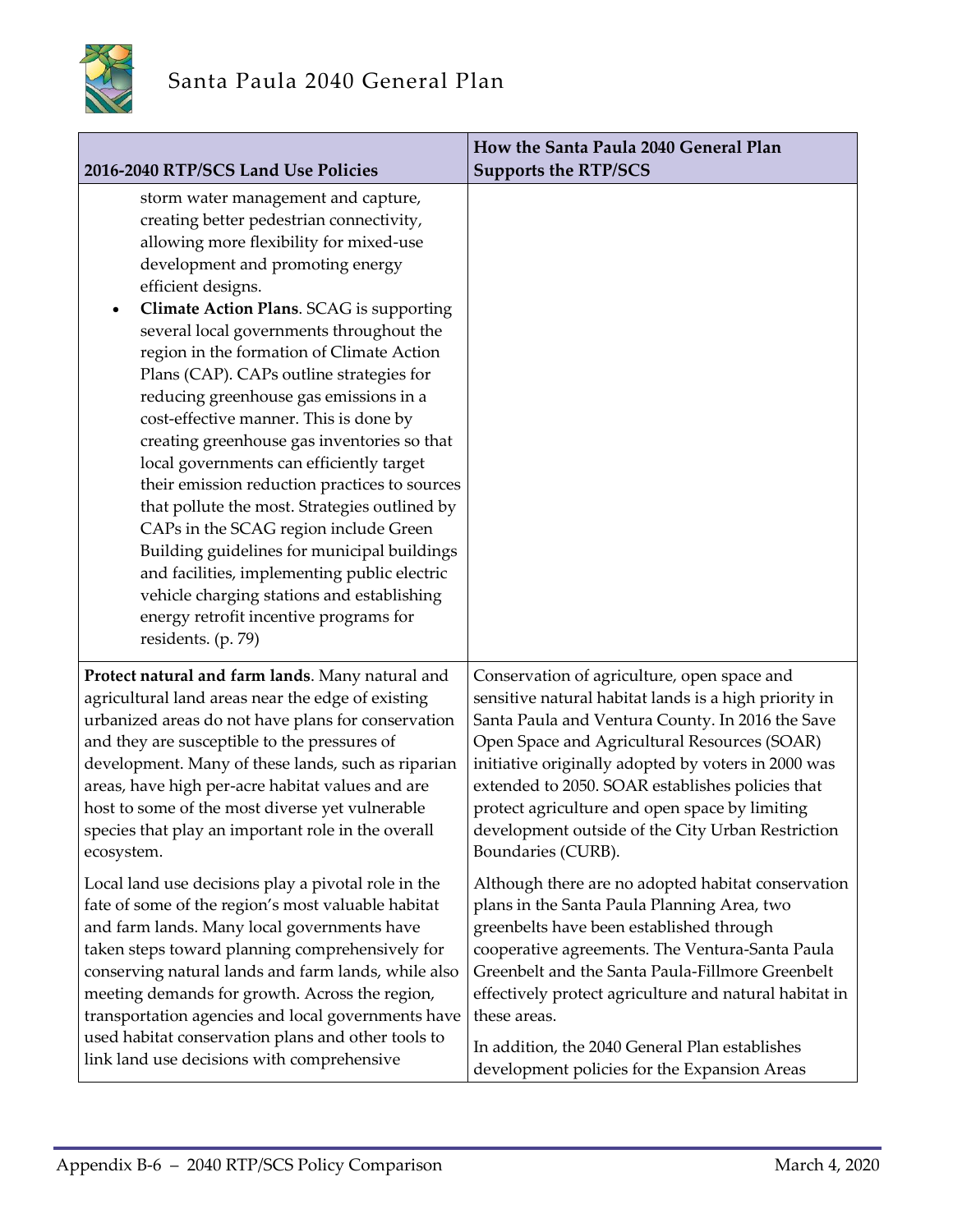| 2016-2040 RTP/SCS Land Use Policies | How the Santa Paula 2040 General Plan Supports the RTP/SCS |
|---|---|
| storm water management and capture, creating better pedestrian connectivity, allowing more flexibility for mixed-use development and promoting energy efficient designs.<br>• **Climate Action Plans**. SCAG is supporting several local governments throughout the region in the formation of Climate Action Plans (CAP). CAPs outline strategies for reducing greenhouse gas emissions in a cost-effective manner. This is done by creating greenhouse gas inventories so that local governments can efficiently target their emission reduction practices to sources that pollute the most. Strategies outlined by CAPs in the SCAG region include Green Building guidelines for municipal buildings and facilities, implementing public electric vehicle charging stations and establishing energy retrofit incentive programs for residents. (p. 79) | |
| **Protect natural and farm lands**. Many natural and agricultural land areas near the edge of existing urbanized areas do not have plans for conservation and they are susceptible to the pressures of development. Many of these lands, such as riparian areas, have high per-acre habitat values and are host to some of the most diverse yet vulnerable species that play an important role in the overall ecosystem.<br><br>Local land use decisions play a pivotal role in the fate of some of the region's most valuable habitat and farm lands. Many local governments have taken steps toward planning comprehensively for conserving natural lands and farm lands, while also meeting demands for growth. Across the region, transportation agencies and local governments have used habitat conservation plans and other tools to link land use decisions with comprehensive | Conservation of agriculture, open space and sensitive natural habitat lands is a high priority in Santa Paula and Ventura County. In 2016 the Save Open Space and Agricultural Resources (SOAR) initiative originally adopted by voters in 2000 was extended to 2050. SOAR establishes policies that protect agriculture and open space by limiting development outside of the City Urban Restriction Boundaries (CURB).<br><br>Although there are no adopted habitat conservation plans in the Santa Paula Planning Area, two greenbelts have been established through cooperative agreements. The Ventura-Santa Paula Greenbelt and the Santa Paula-Fillmore Greenbelt effectively protect agriculture and natural habitat in these areas.<br><br>In addition, the 2040 General Plan establishes development policies for the Expansion Areas |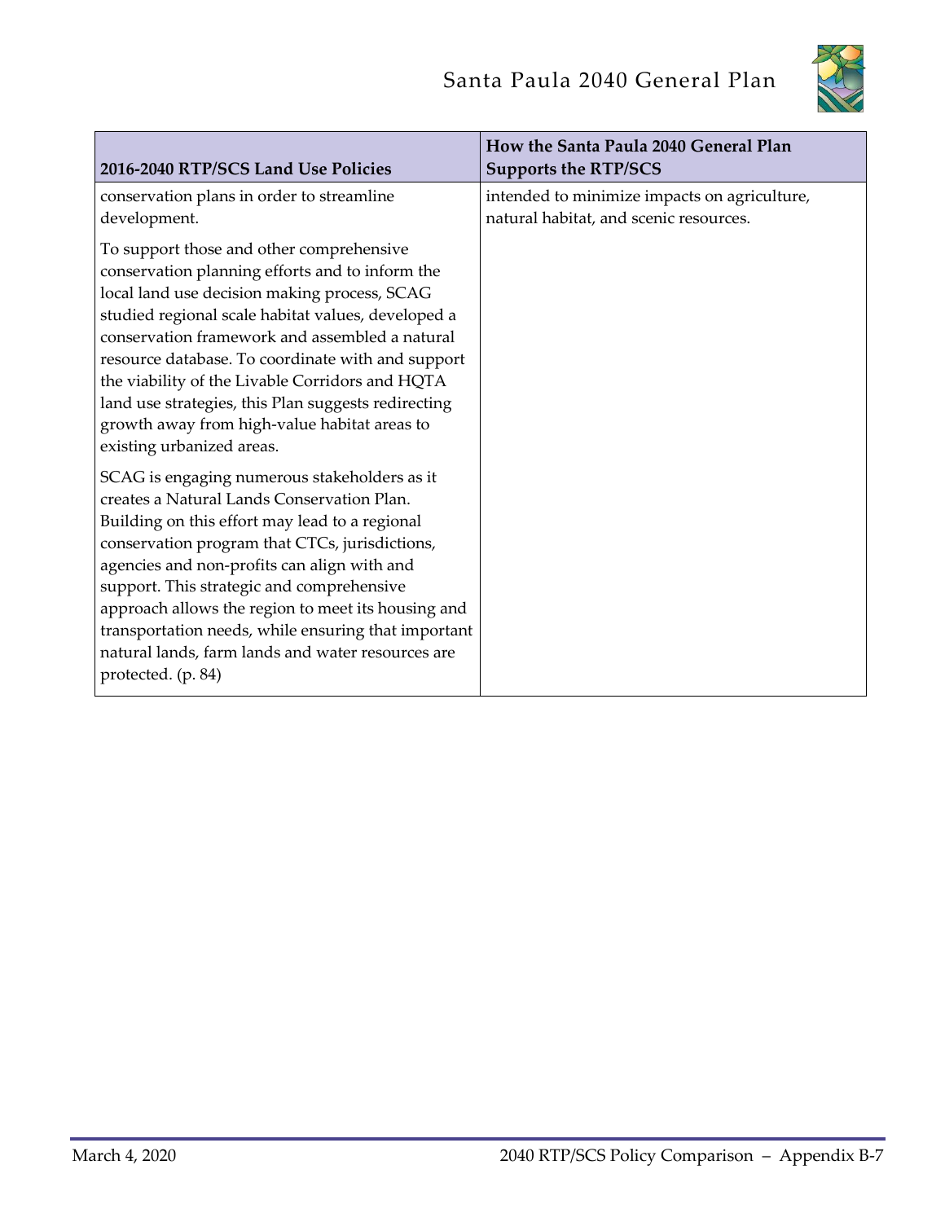| 2016-2040 RTP/SCS Land Use Policies | How the Santa Paula 2040 General Plan Supports the RTP/SCS |
|---|---|
| conservation plans in order to streamline development.<br><br>To support those and other comprehensive conservation planning efforts and to inform the local land use decision making process, SCAG studied regional scale habitat values, developed a conservation framework and assembled a natural resource database. To coordinate with and support the viability of the Livable Corridors and HQTA land use strategies, this Plan suggests redirecting growth away from high-value habitat areas to existing urbanized areas.<br><br>SCAG is engaging numerous stakeholders as it creates a Natural Lands Conservation Plan. Building on this effort may lead to a regional conservation program that CTCs, jurisdictions, agencies and non-profits can align with and support. This strategic and comprehensive approach allows the region to meet its housing and transportation needs, while ensuring that important natural lands, farm lands and water resources are protected. (p. 84) | intended to minimize impacts on agriculture, natural habitat, and scenic resources. |